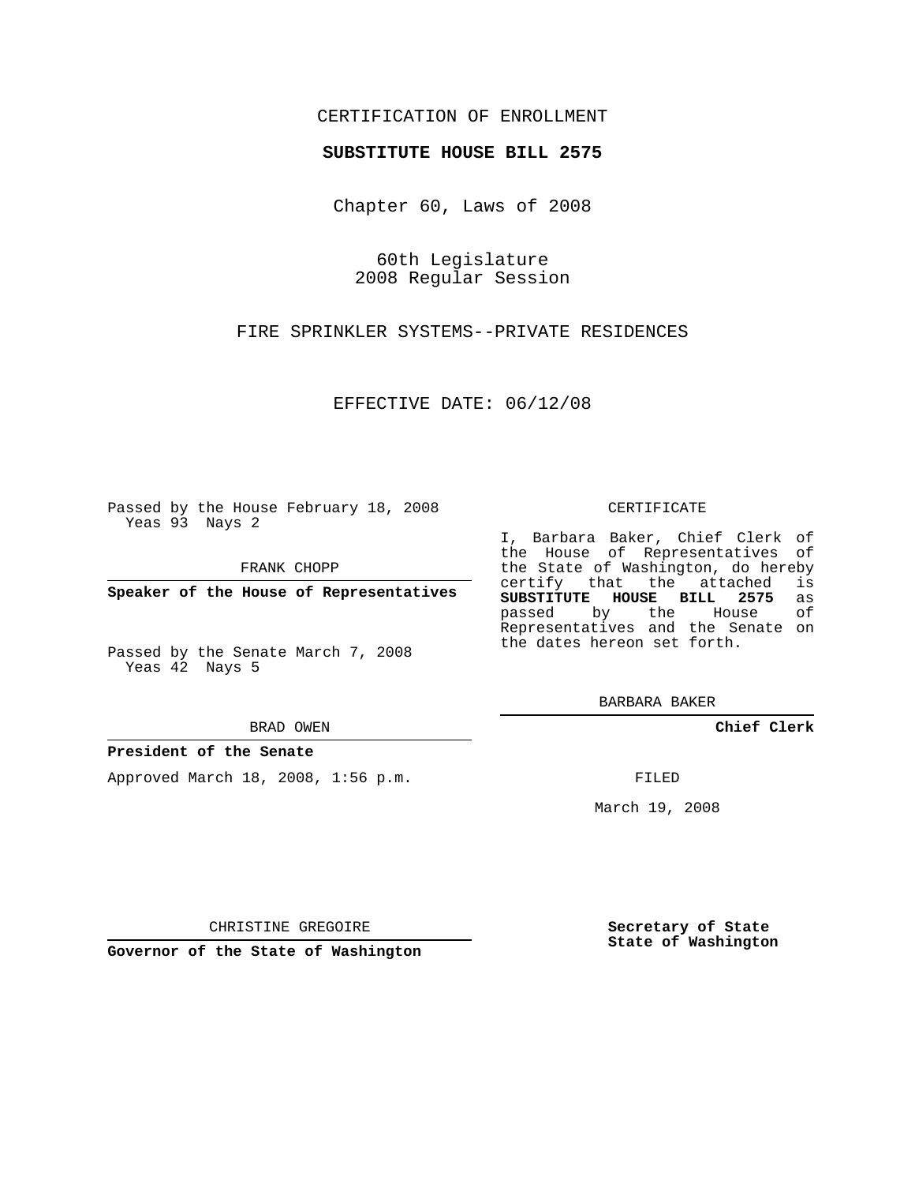CERTIFICATION OF ENROLLMENT

**SUBSTITUTE HOUSE BILL 2575**

Chapter 60, Laws of 2008

60th Legislature
2008 Regular Session

FIRE SPRINKLER SYSTEMS--PRIVATE RESIDENCES

EFFECTIVE DATE: 06/12/08

Passed by the House February 18, 2008
Yeas 93 Nays 2

FRANK CHOPP

**Speaker of the House of Representatives**

Passed by the Senate March 7, 2008
Yeas 42 Nays 5

BRAD OWEN

**President of the Senate**

Approved March 18, 2008, 1:56 p.m.

CHRISTINE GREGOIRE

**Governor of the State of Washington**

CERTIFICATE

I, Barbara Baker, Chief Clerk of the House of Representatives of the State of Washington, do hereby certify that the attached is **SUBSTITUTE HOUSE BILL 2575** as passed by the House of Representatives and the Senate on the dates hereon set forth.

BARBARA BAKER

**Chief Clerk**

FILED

March 19, 2008

**Secretary of State**
**State of Washington**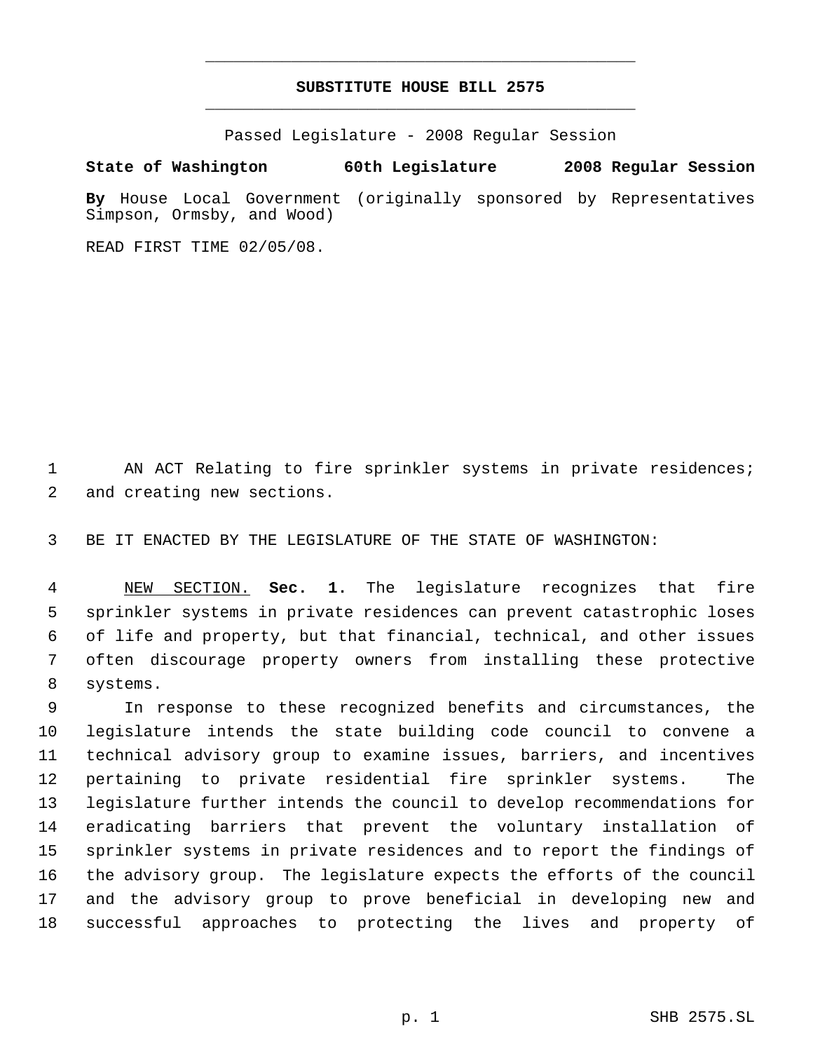**SUBSTITUTE HOUSE BILL 2575**

Passed Legislature - 2008 Regular Session

**State of Washington 60th Legislature 2008 Regular Session**

**By** House Local Government (originally sponsored by Representatives Simpson, Ormsby, and Wood)

READ FIRST TIME 02/05/08.

AN ACT Relating to fire sprinkler systems in private residences; and creating new sections.

BE IT ENACTED BY THE LEGISLATURE OF THE STATE OF WASHINGTON:

NEW SECTION. **Sec. 1.** The legislature recognizes that fire sprinkler systems in private residences can prevent catastrophic loses of life and property, but that financial, technical, and other issues often discourage property owners from installing these protective systems.

In response to these recognized benefits and circumstances, the legislature intends the state building code council to convene a technical advisory group to examine issues, barriers, and incentives pertaining to private residential fire sprinkler systems. The legislature further intends the council to develop recommendations for eradicating barriers that prevent the voluntary installation of sprinkler systems in private residences and to report the findings of the advisory group. The legislature expects the efforts of the council and the advisory group to prove beneficial in developing new and successful approaches to protecting the lives and property of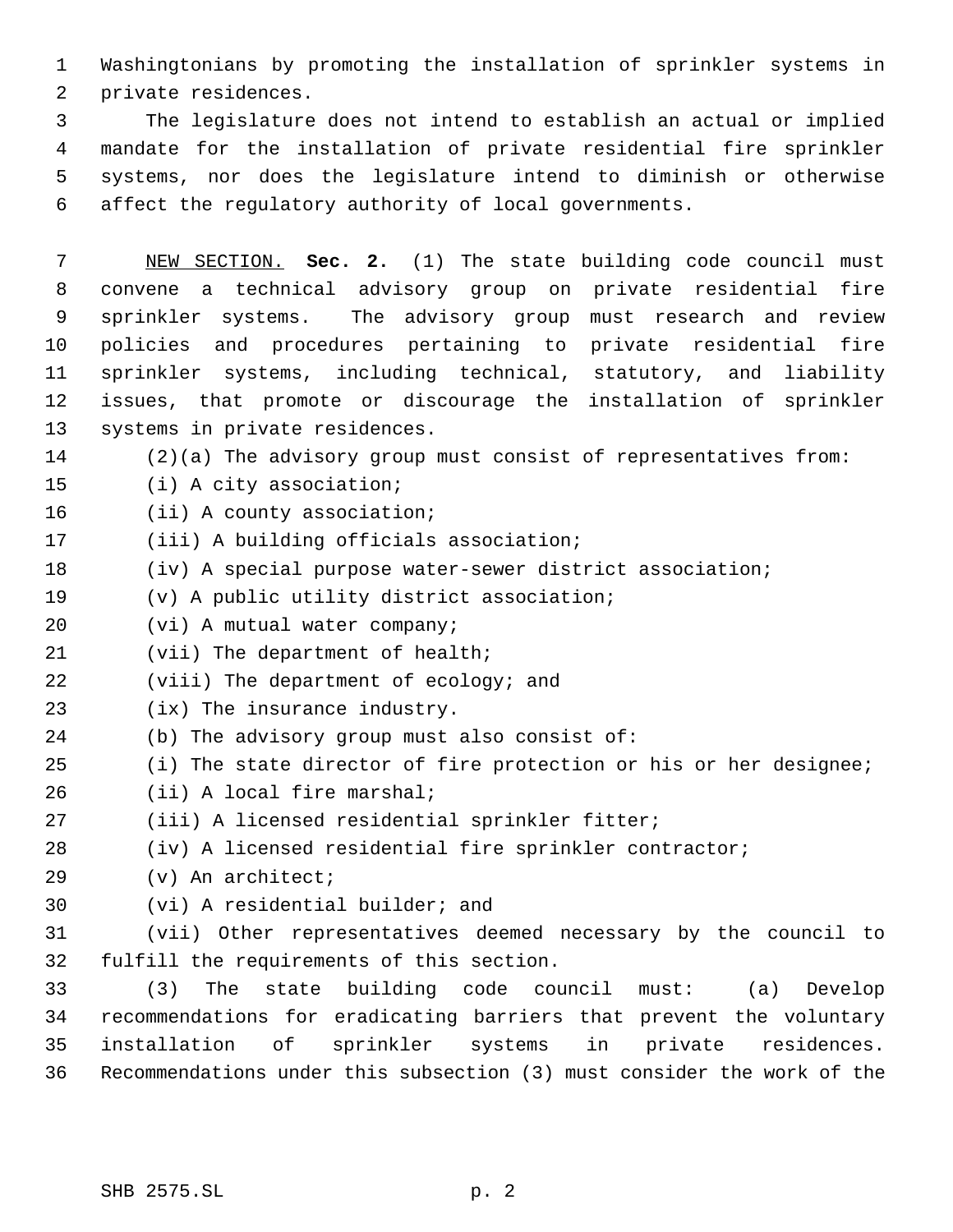Washingtonians by promoting the installation of sprinkler systems in private residences.

The legislature does not intend to establish an actual or implied mandate for the installation of private residential fire sprinkler systems, nor does the legislature intend to diminish or otherwise affect the regulatory authority of local governments.

NEW SECTION. **Sec. 2.** (1) The state building code council must convene a technical advisory group on private residential fire sprinkler systems. The advisory group must research and review policies and procedures pertaining to private residential fire sprinkler systems, including technical, statutory, and liability issues, that promote or discourage the installation of sprinkler systems in private residences.

(2)(a) The advisory group must consist of representatives from:

(i) A city association;

(ii) A county association;

(iii) A building officials association;

(iv) A special purpose water-sewer district association;

(v) A public utility district association;

(vi) A mutual water company;

(vii) The department of health;

(viii) The department of ecology; and

(ix) The insurance industry.

(b) The advisory group must also consist of:

(i) The state director of fire protection or his or her designee;

(ii) A local fire marshal;

(iii) A licensed residential sprinkler fitter;

(iv) A licensed residential fire sprinkler contractor;

(v) An architect;

(vi) A residential builder; and

(vii) Other representatives deemed necessary by the council to fulfill the requirements of this section.

(3) The state building code council must: (a) Develop recommendations for eradicating barriers that prevent the voluntary installation of sprinkler systems in private residences. Recommendations under this subsection (3) must consider the work of the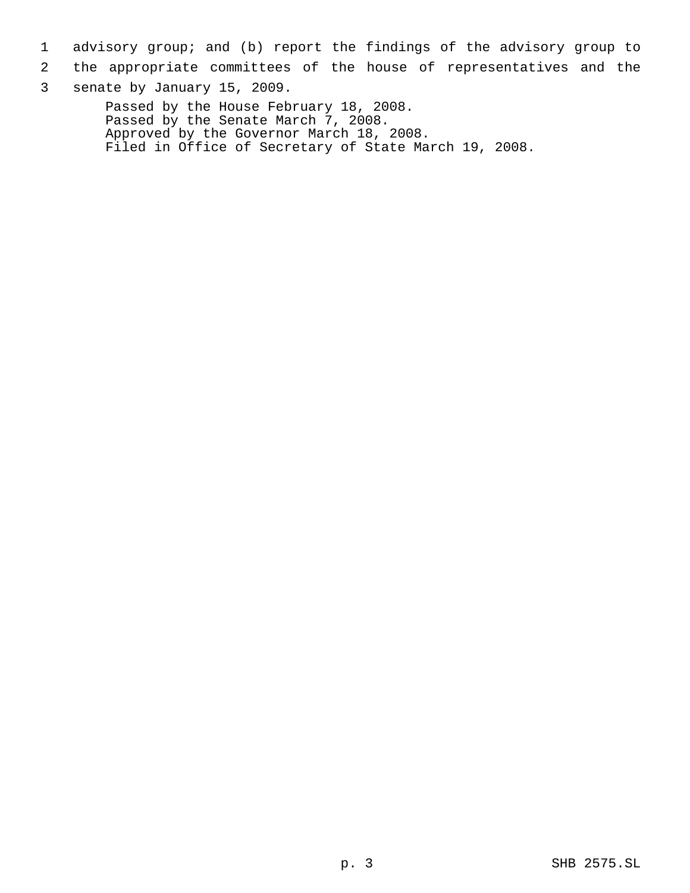advisory group; and (b) report the findings of the advisory group to the appropriate committees of the house of representatives and the senate by January 15, 2009.

Passed by the House February 18, 2008.
Passed by the Senate March 7, 2008.
Approved by the Governor March 18, 2008.
Filed in Office of Secretary of State March 19, 2008.